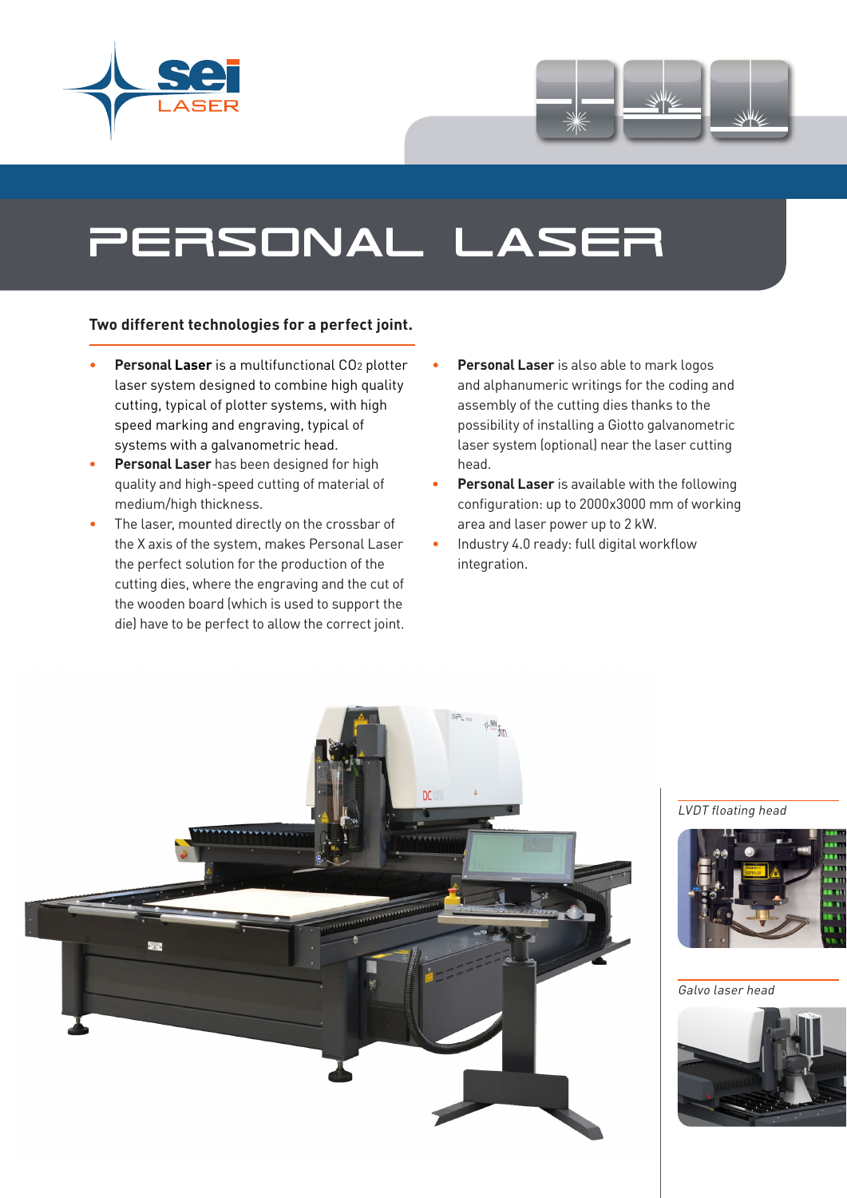# PERSONAL LASER

## Two different technologies for a perfect joint.

- **Personal Laser** is a multifunctional $CO_2$ plotter laser system designed to combine high quality cutting, typical of plotter systems, with high speed marking and engraving, typical of systems with a galvanometric head.
- **Personal Laser** has been designed for high quality and high-speed cutting of material of medium/high thickness.
- The laser, mounted directly on the crossbar of the X axis of the system, makes Personal Laser the perfect solution for the production of the cutting dies, where the engraving and the cut of the wooden board (which is used to support the die) have to be perfect to allow the correct joint.
- **Personal Laser** is also able to mark logos and alphanumeric writings for the coding and assembly of the cutting dies thanks to the possibility of installing a Giotto galvanometric laser system (optional) near the laser cutting head.
- **Personal Laser** is available with the following configuration: up to 2000x3000 mm of working area and laser power up to 2 kW.
- Industry 4.0 ready: full digital workflow integration.

*LVDT floating head*

*Galvo laser head*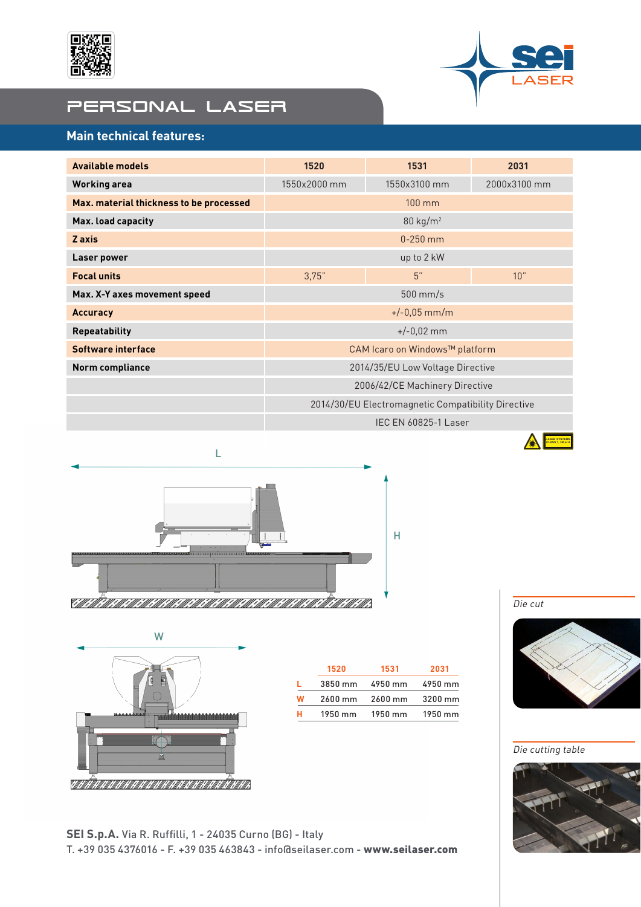# PERSONAL LASER

## Main technical features:

| Available models | 1520 | 1531 | 2031 |
|---|---|---|---|
| Working area | 1550x2000 mm | 1550x3100 mm | 2000x3100 mm |
| Max. material thickness to be processed | 100 mm | | |
| Max. load capacity | 80 kg/m² | | |
| Z axis | 0-250 mm | | |
| Laser power | up to 2 kW | | |
| Focal units | 3,75" | 5" | 10" |
| Max. X-Y axes movement speed | 500 mm/s | | |
| Accuracy | +/-0,05 mm/m | | |
| Repeatability | +/-0,02 mm | | |
| Software interface | CAM Icaro on Windows™ platform | | |
| Norm compliance | 2014/35/EU Low Voltage Directive | | |
| | 2006/42/CE Machinery Directive | | |
| | 2014/30/EU Electromagnetic Compatibility Directive | | |
| | IEC EN 60825-1 Laser | | |

L

H

W

| | 1520 | 1531 | 2031 |
|---|---|---|---|
| L | 3850 mm | 4950 mm | 4950 mm |
| W | 2600 mm | 2600 mm | 3200 mm |
| H | 1950 mm | 1950 mm | 1950 mm |

*Die cut*

*Die cutting table*

**SEI S.p.A.** Via R. Ruffilli, 1 - 24035 Curno (BG) - Italy
T. +39 035 4376016 - F. +39 035 463843 - info@seilaser.com - **www.seilaser.com**